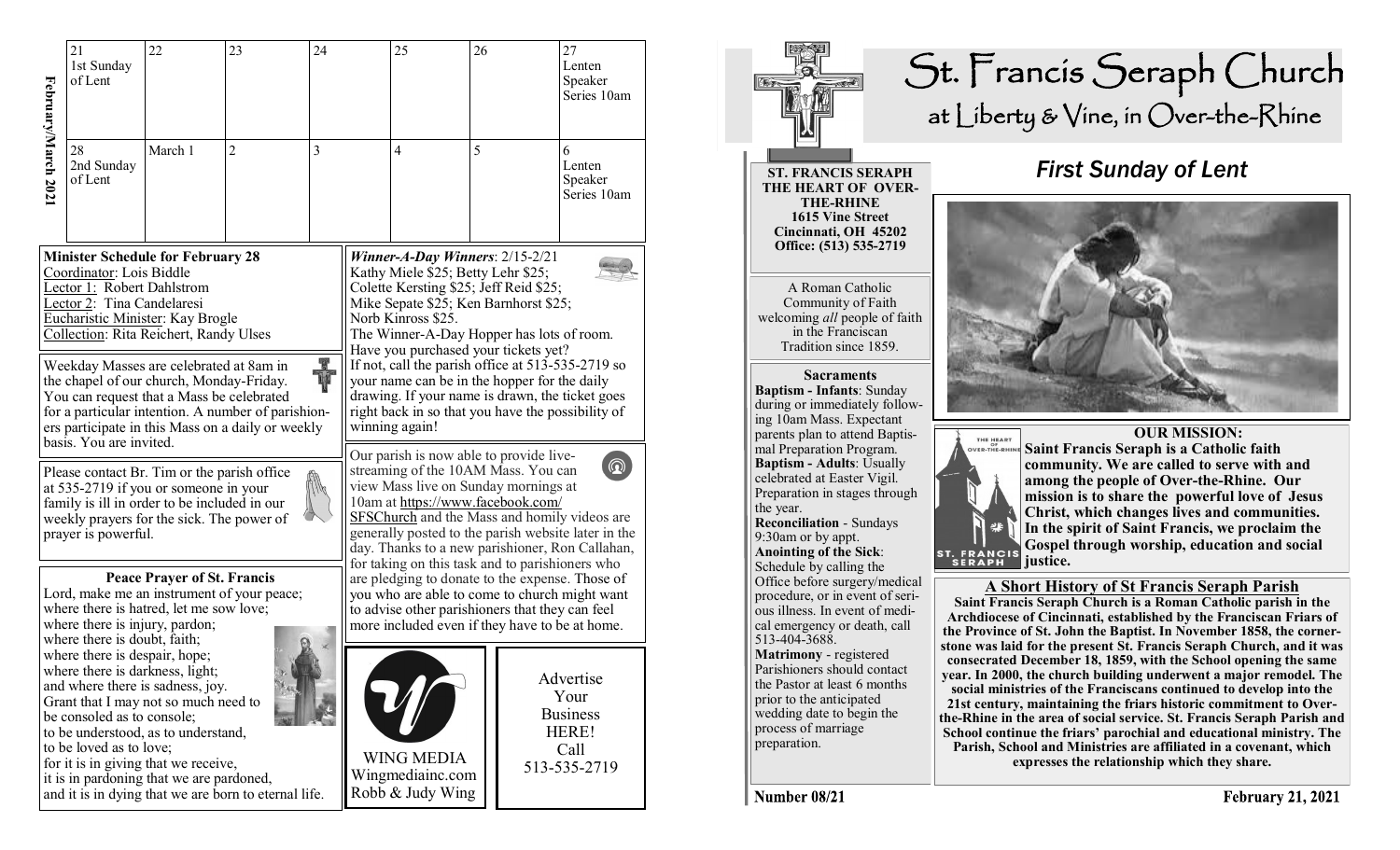# February/March 2021

| 21 1st Sunday of Lent | 22 | 23 | 24 | 25 | 26 | 27 Lenten Speaker Series 10am |
|---|---|---|---|---|---|---|
| 28 2nd Sunday of Lent | March 1 | 2 | 3 | 4 | 5 | 6 Lenten Speaker Series 10am |

**Minister Schedule for February 28**

Coordinator: Lois Biddle
Lector 1: Robert Dahlstrom
Lector 2: Tina Candelaresi
Eucharistic Minister: Kay Brogle
Collection: Rita Reichert, Randy Ulses

Weekday Masses are celebrated at 8am in the chapel of our church, Monday-Friday. You can request that a Mass be celebrated for a particular intention. A number of parishioners participate in this Mass on a daily or weekly basis. You are invited.

Please contact Br. Tim or the parish office at 535-2719 if you or someone in your family is ill in order to be included in our weekly prayers for the sick. The power of prayer is powerful.

**Peace Prayer of St. Francis**

Lord, make me an instrument of your peace;
where there is hatred, let me sow love;
where there is injury, pardon;
where there is doubt, faith;
where there is despair, hope;
where there is darkness, light;
and where there is sadness, joy.
Grant that I may not so much need to be consoled as to console;
to be understood, as to understand,
to be loved as to love;
for it is in giving that we receive,
it is in pardoning that we are pardoned,
and it is in dying that we are born to eternal life.

***Winner-A-Day Winners***: 2/15-2/21
Kathy Miele $25; Betty Lehr $25; Colette Kersting $25; Jeff Reid $25; Mike Sepate $25; Ken Barnhorst $25; Norb Kinross $25.
The Winner-A-Day Hopper has lots of room. Have you purchased your tickets yet? If not, call the parish office at 513-535-2719 so your name can be in the hopper for the daily drawing. If your name is drawn, the ticket goes right back in so that you have the possibility of winning again!

Our parish is now able to provide live-streaming of the 10AM Mass. You can view Mass live on Sunday mornings at 10am at https://www.facebook.com/SFSChurch and the Mass and homily videos are generally posted to the parish website later in the day. Thanks to a new parishioner, Ron Callahan, for taking on this task and to parishioners who are pledging to donate to the expense. Those of you who are able to come to church might want to advise other parishioners that they can feel more included even if they have to be at home.

WING MEDIA
Wingmediainc.com
Robb & Judy Wing

Advertise Your Business HERE!
Call 513-535-2719

# St. Francis Seraph Church
## at Liberty & Vine, in Over-the-Rhine

**ST. FRANCIS SERAPH THE HEART OF OVER-THE-RHINE**
**1615 Vine Street**
**Cincinnati, OH 45202**
**Office: (513) 535-2719**

A Roman Catholic Community of Faith welcoming *all* people of faith in the Franciscan Tradition since 1859.

**Sacraments**

**Baptism - Infants**: Sunday during or immediately following 10am Mass. Expectant parents plan to attend Baptismal Preparation Program.
**Baptism - Adults**: Usually celebrated at Easter Vigil. Preparation in stages through the year.
**Reconciliation** - Sundays 9:30am or by appt.
**Anointing of the Sick**: Schedule by calling the Office before surgery/medical procedure, or in event of serious illness. In event of medical emergency or death, call 513-404-3688.
**Matrimony** - registered Parishioners should contact the Pastor at least 6 months prior to the anticipated wedding date to begin the process of marriage preparation.

## *First Sunday of Lent*

**OUR MISSION:**
**Saint Francis Seraph is a Catholic faith community. We are called to serve with and among the people of Over-the-Rhine. Our mission is to share the powerful love of Jesus Christ, which changes lives and communities. In the spirit of Saint Francis, we proclaim the Gospel through worship, education and social justice.**

**A Short History of St Francis Seraph Parish**

**Saint Francis Seraph Church is a Roman Catholic parish in the Archdiocese of Cincinnati, established by the Franciscan Friars of the Province of St. John the Baptist. In November 1858, the cornerstone was laid for the present St. Francis Seraph Church, and it was consecrated December 18, 1859, with the School opening the same year. In 2000, the church building underwent a major remodel. The social ministries of the Franciscans continued to develop into the 21st century, maintaining the friars historic commitment to Over-the-Rhine in the area of social service. St. Francis Seraph Parish and School continue the friars' parochial and educational ministry. The Parish, School and Ministries are affiliated in a covenant, which expresses the relationship which they share.**

**Number 08/21** **February 21, 2021**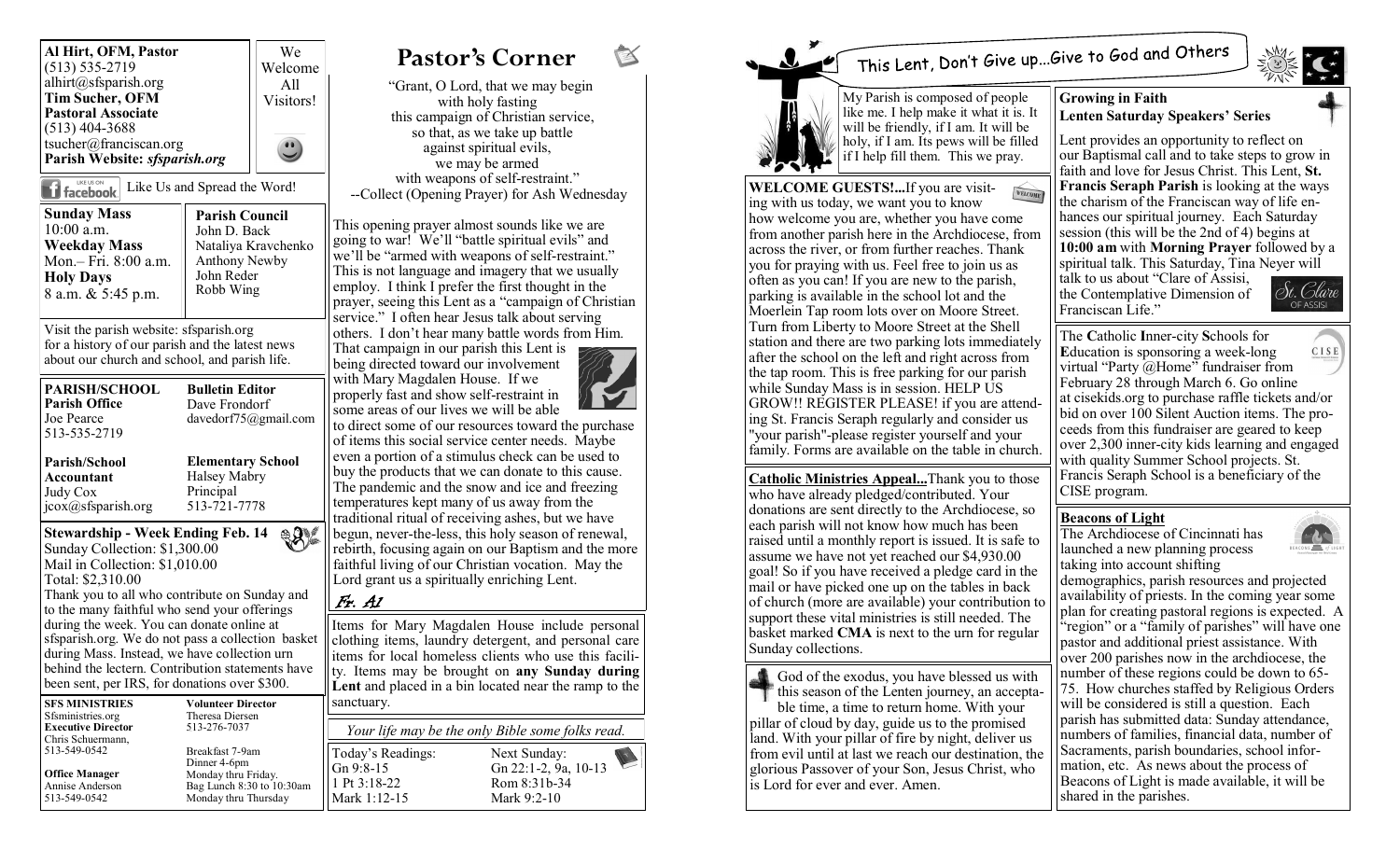**Al Hirt, OFM, Pastor**
(513) 535-2719
alhirt@sfsparish.org
**Tim Sucher, OFM**
**Pastoral Associate**
(513) 404-3688
tsucher@franciscan.org
**Parish Website: *sfsparish.org***

We Welcome All Visitors!

Like Us and Spread the Word!

**Sunday Mass**
10:00 a.m.
**Weekday Mass**
Mon.– Fri. 8:00 a.m.
**Holy Days**
8 a.m. & 5:45 p.m.

**Parish Council**
John D. Back
Nataliya Kravchenko
Anthony Newby
John Reder
Robb Wing

Visit the parish website: sfsparish.org for a history of our parish and the latest news about our church and school, and parish life.

**PARISH/SCHOOL**
**Parish Office**
Joe Pearce
513-535-2719

**Bulletin Editor**
Dave Frondorf
davedorf75@gmail.com

**Parish/School Accountant**
Judy Cox
jcox@sfsparish.org

**Elementary School**
Halsey Mabry
Principal
513-721-7778

**Stewardship - Week Ending Feb. 14**
Sunday Collection: $1,300.00
Mail in Collection: $1,010.00
Total: $2,310.00
Thank you to all who contribute on Sunday and to the many faithful who send your offerings during the week. You can donate online at sfsparish.org. We do not pass a collection basket during Mass. Instead, we have collection urn behind the lectern. Contribution statements have been sent, per IRS, for donations over $300.

**SFS MINISTRIES**
Sfsministries.org
**Executive Director**
Chris Schuermann,
513-549-0542

**Office Manager**
Annise Anderson
513-549-0542

**Volunteer Director**
Theresa Diersen
513-276-7037

Breakfast 7-9am
Dinner 4-6pm
Monday thru Friday.
Bag Lunch 8:30 to 10:30am
Monday thru Thursday

# Pastor's Corner

"Grant, O Lord, that we may begin
with holy fasting
this campaign of Christian service,
so that, as we take up battle
against spiritual evils,
we may be armed
with weapons of self-restraint."
--Collect (Opening Prayer) for Ash Wednesday

This opening prayer almost sounds like we are going to war! We'll "battle spiritual evils" and we'll be "armed with weapons of self-restraint." This is not language and imagery that we usually employ. I think I prefer the first thought in the prayer, seeing this Lent as a "campaign of Christian service." I often hear Jesus talk about serving others. I don't hear many battle words from Him. That campaign in our parish this Lent is being directed toward our involvement with Mary Magdalen House. If we properly fast and show self-restraint in some areas of our lives we will be able to direct some of our resources toward the purchase of items this social service center needs. Maybe even a portion of a stimulus check can be used to buy the products that we can donate to this cause. The pandemic and the snow and ice and freezing temperatures kept many of us away from the traditional ritual of receiving ashes, but we have begun, never-the-less, this holy season of renewal, rebirth, focusing again on our Baptism and the more faithful living of our Christian vocation. May the Lord grant us a spiritually enriching Lent.

*Fr. Al*

Items for Mary Magdalen House include personal clothing items, laundry detergent, and personal care items for local homeless clients who use this facility. Items may be brought on **any Sunday during Lent** and placed in a bin located near the ramp to the sanctuary.

*Your life may be the only Bible some folks read.*

Today's Readings:
Gn 9:8-15
1 Pt 3:18-22
Mark 1:12-15

Next Sunday:
Gn 22:1-2, 9a, 10-13
Rom 8:31b-34
Mark 9:2-10

## This Lent, Don't Give up...Give to God and Others

My Parish is composed of people like me. I help make it what it is. It will be friendly, if I am. It will be holy, if I am. Its pews will be filled if I help fill them. This we pray.

**WELCOME GUESTS!...**If you are visiting with us today, we want you to know how welcome you are, whether you have come from another parish here in the Archdiocese, from across the river, or from further reaches. Thank you for praying with us. Feel free to join us as often as you can! If you are new to the parish, parking is available in the school lot and the Moerlein Tap room lots over on Moore Street. Turn from Liberty to Moore Street at the Shell station and there are two parking lots immediately after the school on the left and right across from the tap room. This is free parking for our parish while Sunday Mass is in session. HELP US GROW!! REGISTER PLEASE! if you are attending St. Francis Seraph regularly and consider us "your parish"-please register yourself and your family. Forms are available on the table in church.

**Catholic Ministries Appeal...**Thank you to those who have already pledged/contributed. Your donations are sent directly to the Archdiocese, so each parish will not know how much has been raised until a monthly report is issued. It is safe to assume we have not yet reached our $4,930.00 goal! So if you have received a pledge card in the mail or have picked one up on the tables in back of church (more are available) your contribution to support these vital ministries is still needed. The basket marked **CMA** is next to the urn for regular Sunday collections.

God of the exodus, you have blessed us with this season of the Lenten journey, an acceptable time, a time to return home. With your pillar of cloud by day, guide us to the promised land. With your pillar of fire by night, deliver us from evil until at last we reach our destination, the glorious Passover of your Son, Jesus Christ, who is Lord for ever and ever. Amen.

**Growing in Faith**
**Lenten Saturday Speakers' Series**

Lent provides an opportunity to reflect on our Baptismal call and to take steps to grow in faith and love for Jesus Christ. This Lent, **St. Francis Seraph Parish** is looking at the ways the charism of the Franciscan way of life enhances our spiritual journey. Each Saturday session (this will be the 2nd of 4) begins at **10:00 am** with **Morning Prayer** followed by a spiritual talk. This Saturday, Tina Neyer will talk to us about "Clare of Assisi, the Contemplative Dimension of Franciscan Life."

The **C**atholic **I**nner-city **S**chools for **E**ducation is sponsoring a week-long virtual "Party @Home" fundraiser from February 28 through March 6. Go online at cisekids.org to purchase raffle tickets and/or bid on over 100 Silent Auction items. The proceeds from this fundraiser are geared to keep over 2,300 inner-city kids learning and engaged with quality Summer School projects. St. Francis Seraph School is a beneficiary of the CISE program.

**Beacons of Light**
The Archdiocese of Cincinnati has launched a new planning process taking into account shifting demographics, parish resources and projected availability of priests. In the coming year some plan for creating pastoral regions is expected. A "region" or a "family of parishes" will have one pastor and additional priest assistance. With over 200 parishes now in the archdiocese, the number of these regions could be down to 65-75. How churches staffed by Religious Orders will be considered is still a question. Each parish has submitted data: Sunday attendance, numbers of families, financial data, number of Sacraments, parish boundaries, school information, etc. As news about the process of Beacons of Light is made available, it will be shared in the parishes.